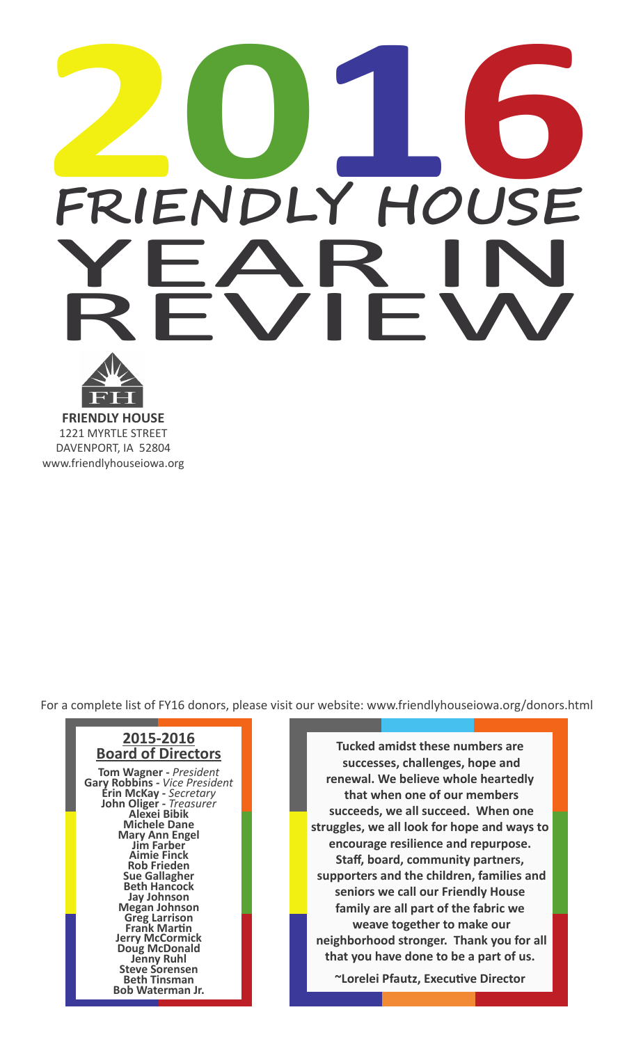# 2016 FRIENDLY HOUSE YEAR IN REVIEW

**FRIENDLY HOUSE**
1221 MYRTLE STREET
DAVENPORT, IA 52804
www.friendlyhouseiowa.org

For a complete list of FY16 donors, please visit our website: www.friendlyhouseiowa.org/donors.html

## 2015-2016 Board of Directors

**Tom Wagner** - *President*
**Gary Robbins** - *Vice President*
**Erin McKay** - *Secretary*
**John Oliger** - *Treasurer*
**Alexei Bibik**
**Michele Dane**
**Mary Ann Engel**
**Jim Farber**
**Aimie Finck**
**Rob Frieden**
**Sue Gallagher**
**Beth Hancock**
**Jay Johnson**
**Megan Johnson**
**Greg Larrison**
**Frank Martin**
**Jerry McCormick**
**Doug McDonald**
**Jenny Ruhl**
**Steve Sorensen**
**Beth Tinsman**
**Bob Waterman Jr.**

**Tucked amidst these numbers are successes, challenges, hope and renewal. We believe whole heartedly that when one of our members succeeds, we all succeed. When one struggles, we all look for hope and ways to encourage resilience and repurpose. Staff, board, community partners, supporters and the children, families and seniors we call our Friendly House family are all part of the fabric we weave together to make our neighborhood stronger. Thank you for all that you have done to be a part of us.**

**~Lorelei Pfautz, Executive Director**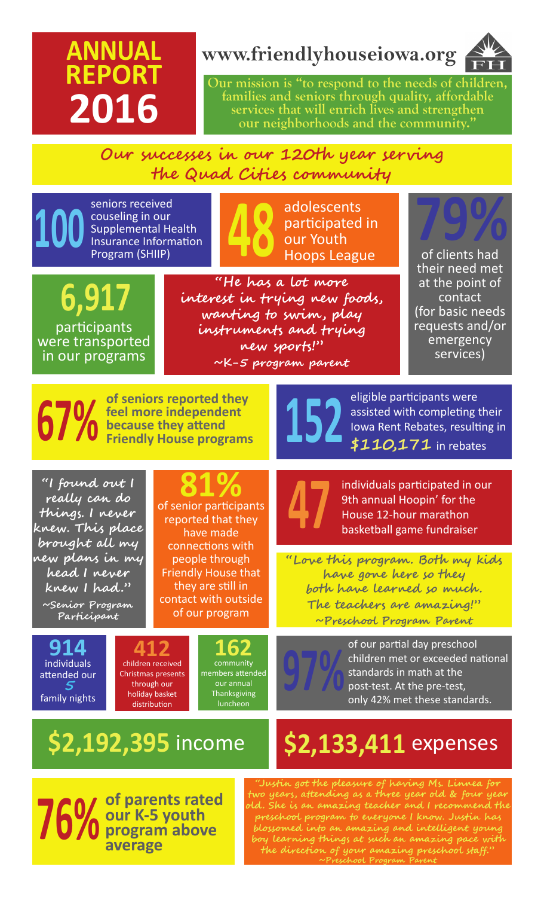# ANNUAL REPORT 2016

**www.friendlyhouseiowa.org**

Our mission is "to respond to the needs of children, families and seniors through quality, affordable services that will enrich lives and strengthen our neighborhoods and the community."

## Our successes in our 120th year serving the Quad Cities community

**100** seniors received couseling in our Supplemental Health Insurance Information Program (SHIIP)

**48** adolescents participated in our Youth Hoops League

**79%** of clients had their need met at the point of contact (for basic needs requests and/or emergency services)

**6,917** participants were transported in our programs

"He has a lot more interest in trying new foods, wanting to swim, play instruments and trying new sports!"
~K-5 program parent

**67%** of seniors reported they feel more independent because they attend Friendly House programs

**152** eligible participants were assisted with completing their Iowa Rent Rebates, resulting in **$110,171** in rebates

"I found out I really can do things. I never knew. This place brought all my new plans in my head I never knew I had."
~Senior Program Participant

**81%** of senior participants reported that they have made connections with people through Friendly House that they are still in contact with outside of our program

**47** individuals participated in our 9th annual Hoopin' for the House 12-hour marathon basketball game fundraiser

"Love this program. Both my kids have gone here so they both have learned so much. The teachers are amazing!"
~Preschool Program Parent

**914** individuals attended our *5* family nights

**412** children received Christmas presents through our holiday basket distribution

**162** community members attended our annual Thanksgiving luncheon

**97%** of our partial day preschool children met or exceeded national standards in math at the post-test. At the pre-test, only 42% met these standards.

**$2,192,395** income

**$2,133,411** expenses

**76%** of parents rated our K-5 youth program above average

"Justin got the pleasure of having Ms. Linnea for two years, attending as a three year old & four year old. She is an amazing teacher and I recommend the preschool program to everyone I know. Justin has blossomed into an amazing and intelligent young boy learning things at such an amazing pace with the direction of your amazing preschool staff."
~Preschool Program Parent